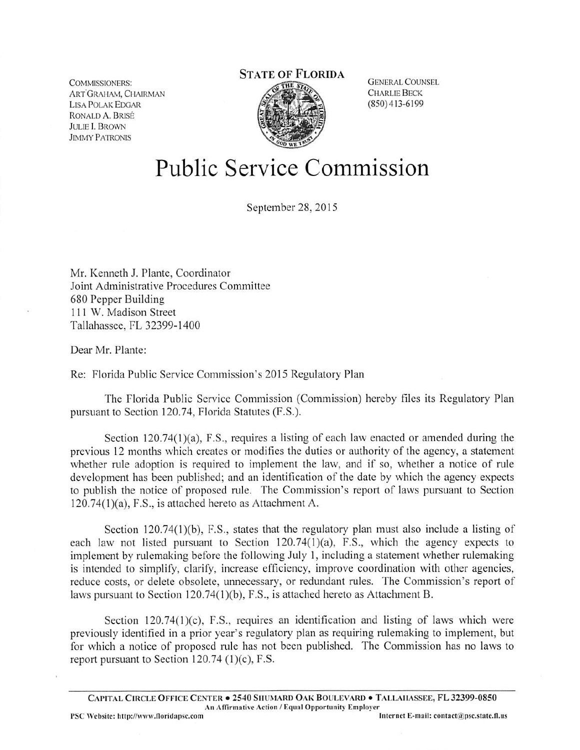COMMISSIONERS:
ART GRAHAM, CHAIRMAN
LISA POLAK EDGAR
RONALD A. BRISÉ
JULIE I. BROWN
JIMMY PATRONIS

**STATE OF FLORIDA**

GENERAL COUNSEL
CHARLIE BECK
(850) 413-6199

# Public Service Commission

September 28, 2015

Mr. Kenneth J. Plante, Coordinator
Joint Administrative Procedures Committee
680 Pepper Building
111 W. Madison Street
Tallahassee, FL 32399-1400

Dear Mr. Plante:

Re: Florida Public Service Commission's 2015 Regulatory Plan

The Florida Public Service Commission (Commission) hereby files its Regulatory Plan pursuant to Section 120.74, Florida Statutes (F.S.).

Section 120.74(1)(a), F.S., requires a listing of each law enacted or amended during the previous 12 months which creates or modifies the duties or authority of the agency, a statement whether rule adoption is required to implement the law, and if so, whether a notice of rule development has been published; and an identification of the date by which the agency expects to publish the notice of proposed rule. The Commission's report of laws pursuant to Section 120.74(1)(a), F.S., is attached hereto as Attachment A.

Section 120.74(1)(b), F.S., states that the regulatory plan must also include a listing of each law not listed pursuant to Section 120.74(1)(a), F.S., which the agency expects to implement by rulemaking before the following July 1, including a statement whether rulemaking is intended to simplify, clarify, increase efficiency, improve coordination with other agencies, reduce costs, or delete obsolete, unnecessary, or redundant rules. The Commission's report of laws pursuant to Section 120.74(1)(b), F.S., is attached hereto as Attachment B.

Section 120.74(1)(c), F.S., requires an identification and listing of laws which were previously identified in a prior year's regulatory plan as requiring rulemaking to implement, but for which a notice of proposed rule has not been published. The Commission has no laws to report pursuant to Section 120.74 (1)(c), F.S.

CAPITAL CIRCLE OFFICE CENTER • 2540 SHUMARD OAK BOULEVARD • TALLAHASSEE, FL 32399-0850
An Affirmative Action / Equal Opportunity Employer
PSC Website: http://www.floridapsc.com Internet E-mail: contact@psc.state.fl.us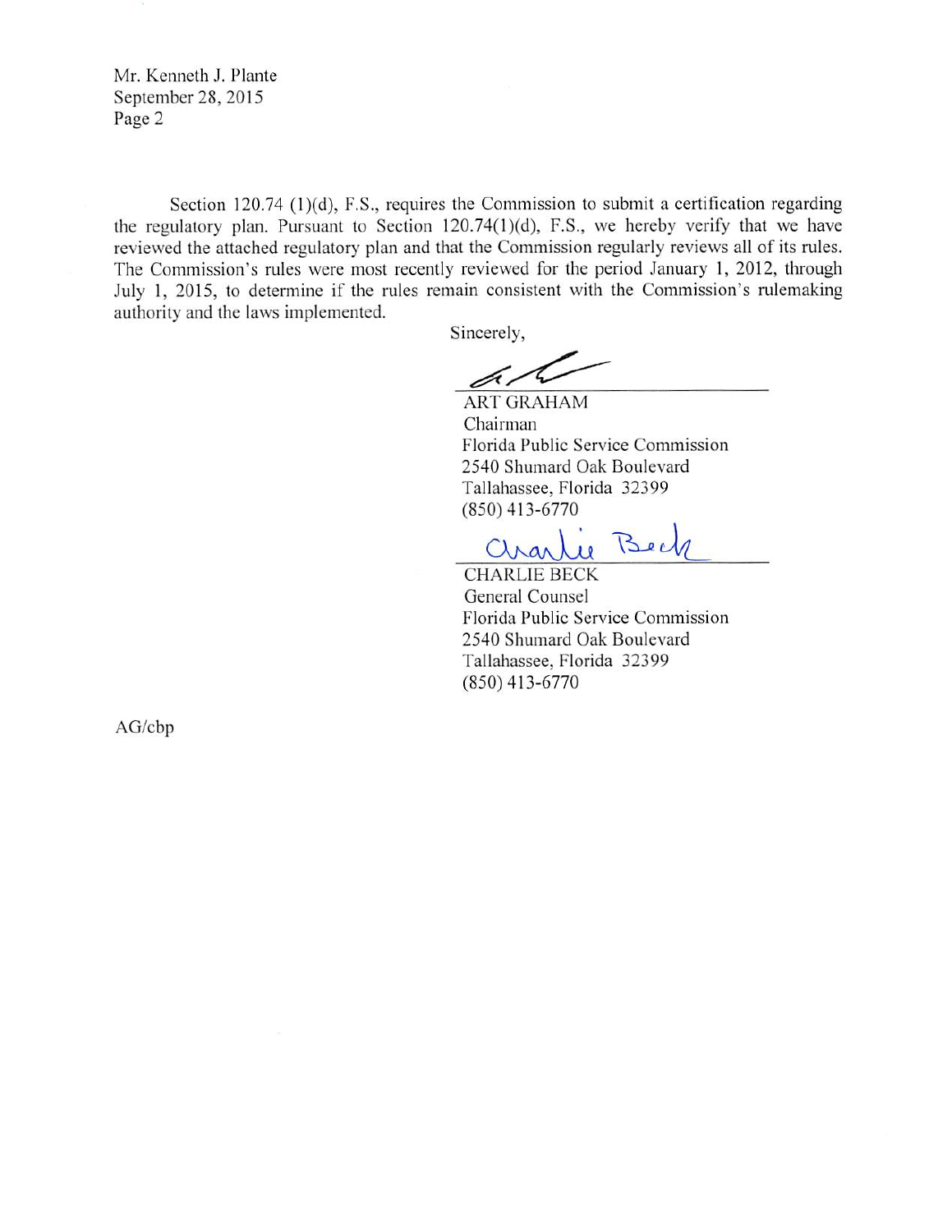Mr. Kenneth J. Plante
September 28, 2015
Page 2

Section 120.74 (1)(d), F.S., requires the Commission to submit a certification regarding the regulatory plan. Pursuant to Section 120.74(1)(d), F.S., we hereby verify that we have reviewed the attached regulatory plan and that the Commission regularly reviews all of its rules. The Commission's rules were most recently reviewed for the period January 1, 2012, through July 1, 2015, to determine if the rules remain consistent with the Commission's rulemaking authority and the laws implemented.

Sincerely,

ART GRAHAM
Chairman
Florida Public Service Commission
2540 Shumard Oak Boulevard
Tallahassee, Florida 32399
(850) 413-6770

Charlie Beck

CHARLIE BECK
General Counsel
Florida Public Service Commission
2540 Shumard Oak Boulevard
Tallahassee, Florida 32399
(850) 413-6770

AG/cbp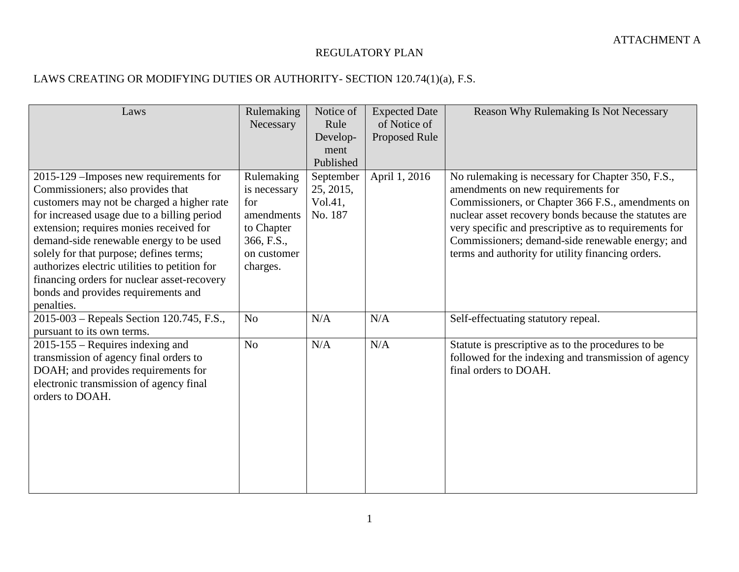ATTACHMENT A

# REGULATORY PLAN

## LAWS CREATING OR MODIFYING DUTIES OR AUTHORITY- SECTION 120.74(1)(a), F.S.

| Laws | Rulemaking Necessary | Notice of Rule Develop-ment Published | Expected Date of Notice of Proposed Rule | Reason Why Rulemaking Is Not Necessary |
|---|---|---|---|---|
| 2015-129 –Imposes new requirements for Commissioners; also provides that customers may not be charged a higher rate for increased usage due to a billing period extension; requires monies received for demand-side renewable energy to be used solely for that purpose; defines terms; authorizes electric utilities to petition for financing orders for nuclear asset-recovery bonds and provides requirements and penalties. | Rulemaking is necessary for amendments to Chapter 366, F.S., on customer charges. | September 25, 2015, Vol.41, No. 187 | April 1, 2016 | No rulemaking is necessary for Chapter 350, F.S., amendments on new requirements for Commissioners, or Chapter 366 F.S., amendments on nuclear asset recovery bonds because the statutes are very specific and prescriptive as to requirements for Commissioners; demand-side renewable energy; and terms and authority for utility financing orders. |
| 2015-003 – Repeals Section 120.745, F.S., pursuant to its own terms. | No | N/A | N/A | Self-effectuating statutory repeal. |
| 2015-155 – Requires indexing and transmission of agency final orders to DOAH; and provides requirements for electronic transmission of agency final orders to DOAH. | No | N/A | N/A | Statute is prescriptive as to the procedures to be followed for the indexing and transmission of agency final orders to DOAH. |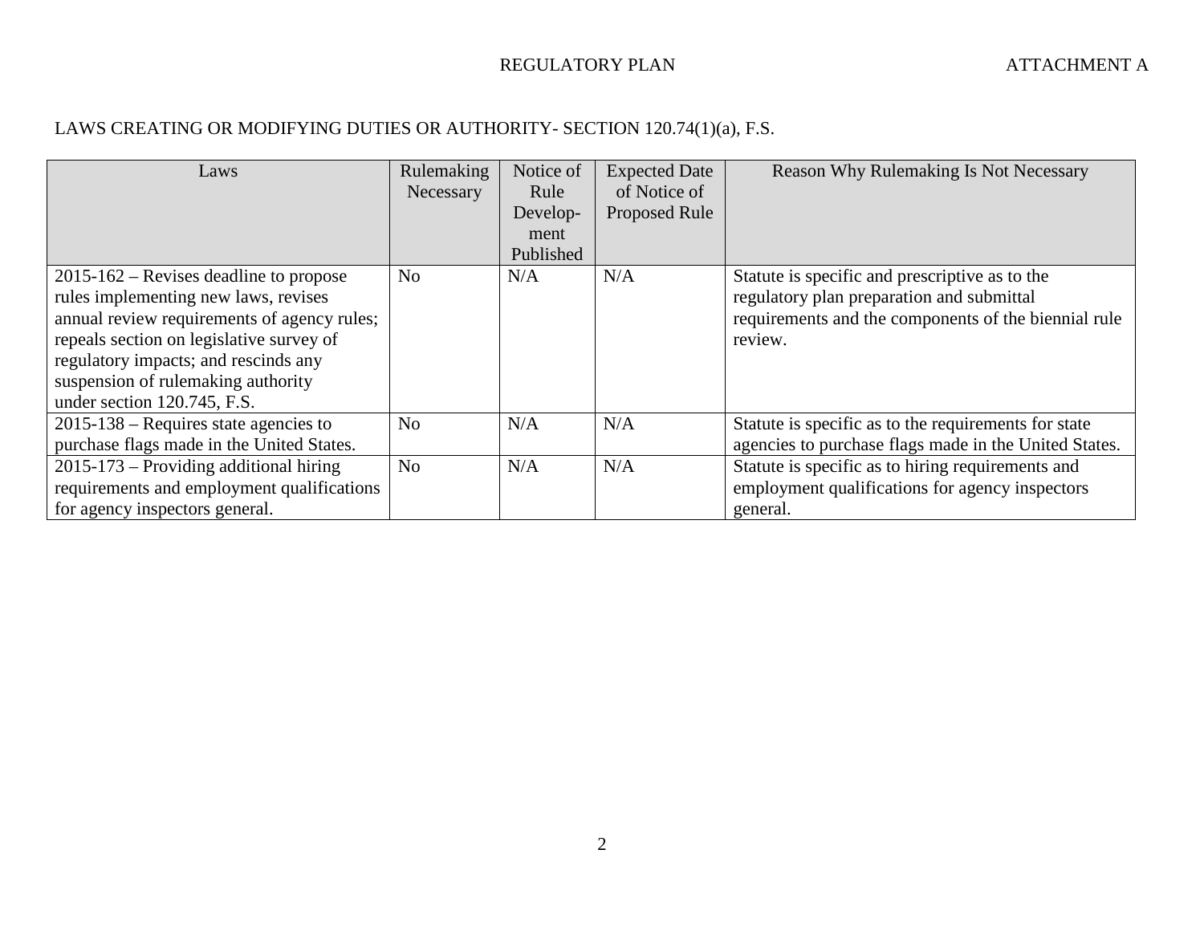REGULATORY PLAN

ATTACHMENT A

LAWS CREATING OR MODIFYING DUTIES OR AUTHORITY- SECTION 120.74(1)(a), F.S.

| Laws | Rulemaking Necessary | Notice of Rule Develop-ment Published | Expected Date of Notice of Proposed Rule | Reason Why Rulemaking Is Not Necessary |
|---|---|---|---|---|
| 2015-162 – Revises deadline to propose rules implementing new laws, revises annual review requirements of agency rules; repeals section on legislative survey of regulatory impacts; and rescinds any suspension of rulemaking authority under section 120.745, F.S. | No | N/A | N/A | Statute is specific and prescriptive as to the regulatory plan preparation and submittal requirements and the components of the biennial rule review. |
| 2015-138 – Requires state agencies to purchase flags made in the United States. | No | N/A | N/A | Statute is specific as to the requirements for state agencies to purchase flags made in the United States. |
| 2015-173 – Providing additional hiring requirements and employment qualifications for agency inspectors general. | No | N/A | N/A | Statute is specific as to hiring requirements and employment qualifications for agency inspectors general. |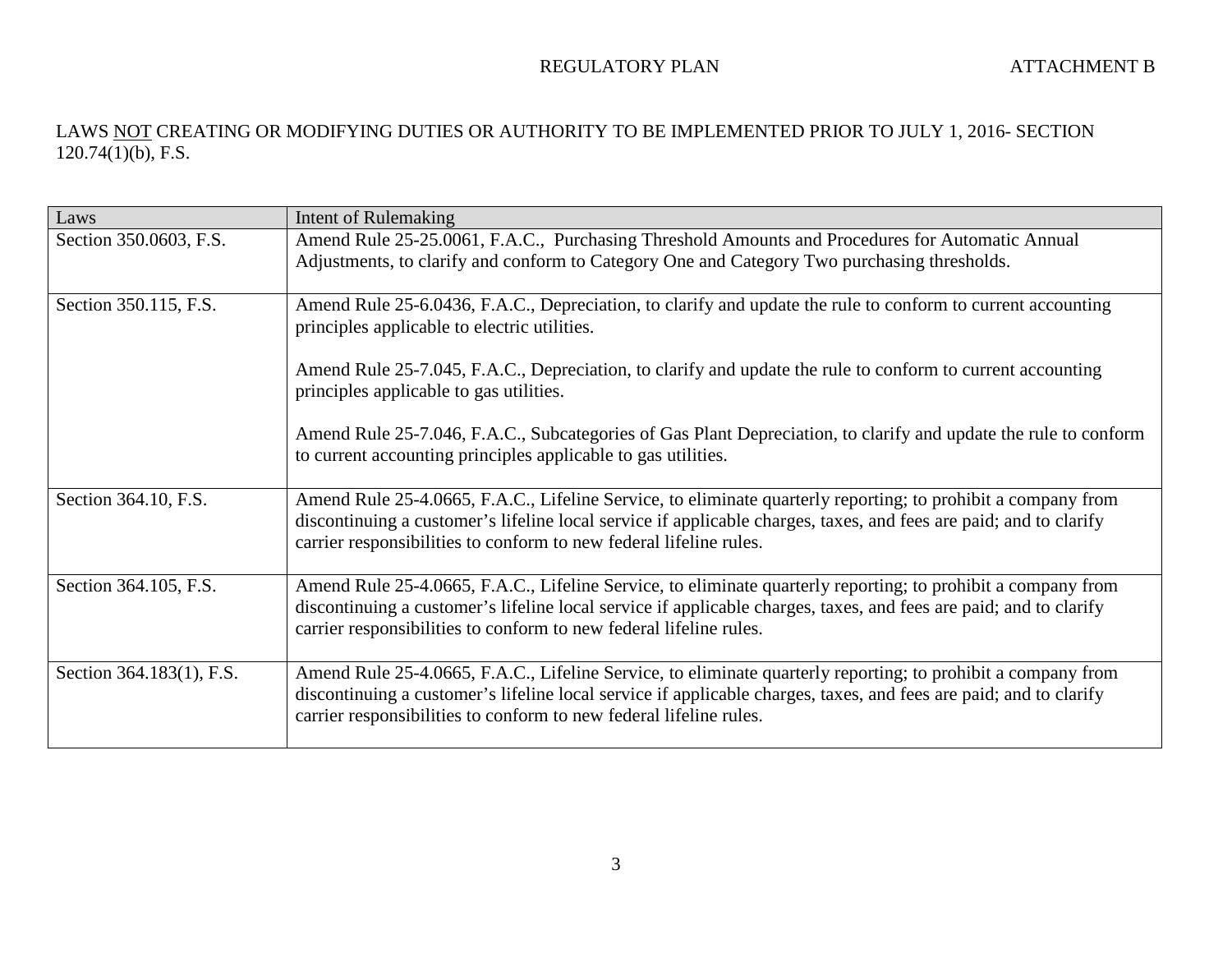REGULATORY PLAN ATTACHMENT B

LAWS NOT CREATING OR MODIFYING DUTIES OR AUTHORITY TO BE IMPLEMENTED PRIOR TO JULY 1, 2016- SECTION 120.74(1)(b), F.S.

| Laws | Intent of Rulemaking |
|---|---|
| Section 350.0603, F.S. | Amend Rule 25-25.0061, F.A.C., Purchasing Threshold Amounts and Procedures for Automatic Annual Adjustments, to clarify and conform to Category One and Category Two purchasing thresholds. |
| Section 350.115, F.S. | Amend Rule 25-6.0436, F.A.C., Depreciation, to clarify and update the rule to conform to current accounting principles applicable to electric utilities.<br><br>Amend Rule 25-7.045, F.A.C., Depreciation, to clarify and update the rule to conform to current accounting principles applicable to gas utilities.<br><br>Amend Rule 25-7.046, F.A.C., Subcategories of Gas Plant Depreciation, to clarify and update the rule to conform to current accounting principles applicable to gas utilities. |
| Section 364.10, F.S. | Amend Rule 25-4.0665, F.A.C., Lifeline Service, to eliminate quarterly reporting; to prohibit a company from discontinuing a customer's lifeline local service if applicable charges, taxes, and fees are paid; and to clarify carrier responsibilities to conform to new federal lifeline rules. |
| Section 364.105, F.S. | Amend Rule 25-4.0665, F.A.C., Lifeline Service, to eliminate quarterly reporting; to prohibit a company from discontinuing a customer's lifeline local service if applicable charges, taxes, and fees are paid; and to clarify carrier responsibilities to conform to new federal lifeline rules. |
| Section 364.183(1), F.S. | Amend Rule 25-4.0665, F.A.C., Lifeline Service, to eliminate quarterly reporting; to prohibit a company from discontinuing a customer's lifeline local service if applicable charges, taxes, and fees are paid; and to clarify carrier responsibilities to conform to new federal lifeline rules. |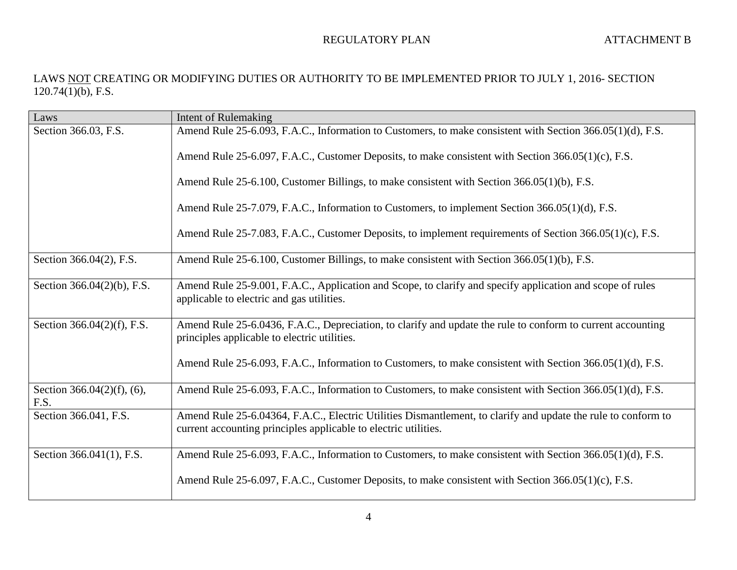LAWS NOT CREATING OR MODIFYING DUTIES OR AUTHORITY TO BE IMPLEMENTED PRIOR TO JULY 1, 2016- SECTION 120.74(1)(b), F.S.

| Laws | Intent of Rulemaking |
|---|---|
| Section 366.03, F.S. | Amend Rule 25-6.093, F.A.C., Information to Customers, to make consistent with Section 366.05(1)(d), F.S.<br><br>Amend Rule 25-6.097, F.A.C., Customer Deposits, to make consistent with Section 366.05(1)(c), F.S.<br><br>Amend Rule 25-6.100, Customer Billings, to make consistent with Section 366.05(1)(b), F.S.<br><br>Amend Rule 25-7.079, F.A.C., Information to Customers, to implement Section 366.05(1)(d), F.S.<br><br>Amend Rule 25-7.083, F.A.C., Customer Deposits, to implement requirements of Section 366.05(1)(c), F.S. |
| Section 366.04(2), F.S. | Amend Rule 25-6.100, Customer Billings, to make consistent with Section 366.05(1)(b), F.S. |
| Section 366.04(2)(b), F.S. | Amend Rule 25-9.001, F.A.C., Application and Scope, to clarify and specify application and scope of rules applicable to electric and gas utilities. |
| Section 366.04(2)(f), F.S. | Amend Rule 25-6.0436, F.A.C., Depreciation, to clarify and update the rule to conform to current accounting principles applicable to electric utilities.<br><br>Amend Rule 25-6.093, F.A.C., Information to Customers, to make consistent with Section 366.05(1)(d), F.S. |
| Section 366.04(2)(f), (6), F.S. | Amend Rule 25-6.093, F.A.C., Information to Customers, to make consistent with Section 366.05(1)(d), F.S. |
| Section 366.041, F.S. | Amend Rule 25-6.04364, F.A.C., Electric Utilities Dismantlement, to clarify and update the rule to conform to current accounting principles applicable to electric utilities. |
| Section 366.041(1), F.S. | Amend Rule 25-6.093, F.A.C., Information to Customers, to make consistent with Section 366.05(1)(d), F.S.<br><br>Amend Rule 25-6.097, F.A.C., Customer Deposits, to make consistent with Section 366.05(1)(c), F.S. |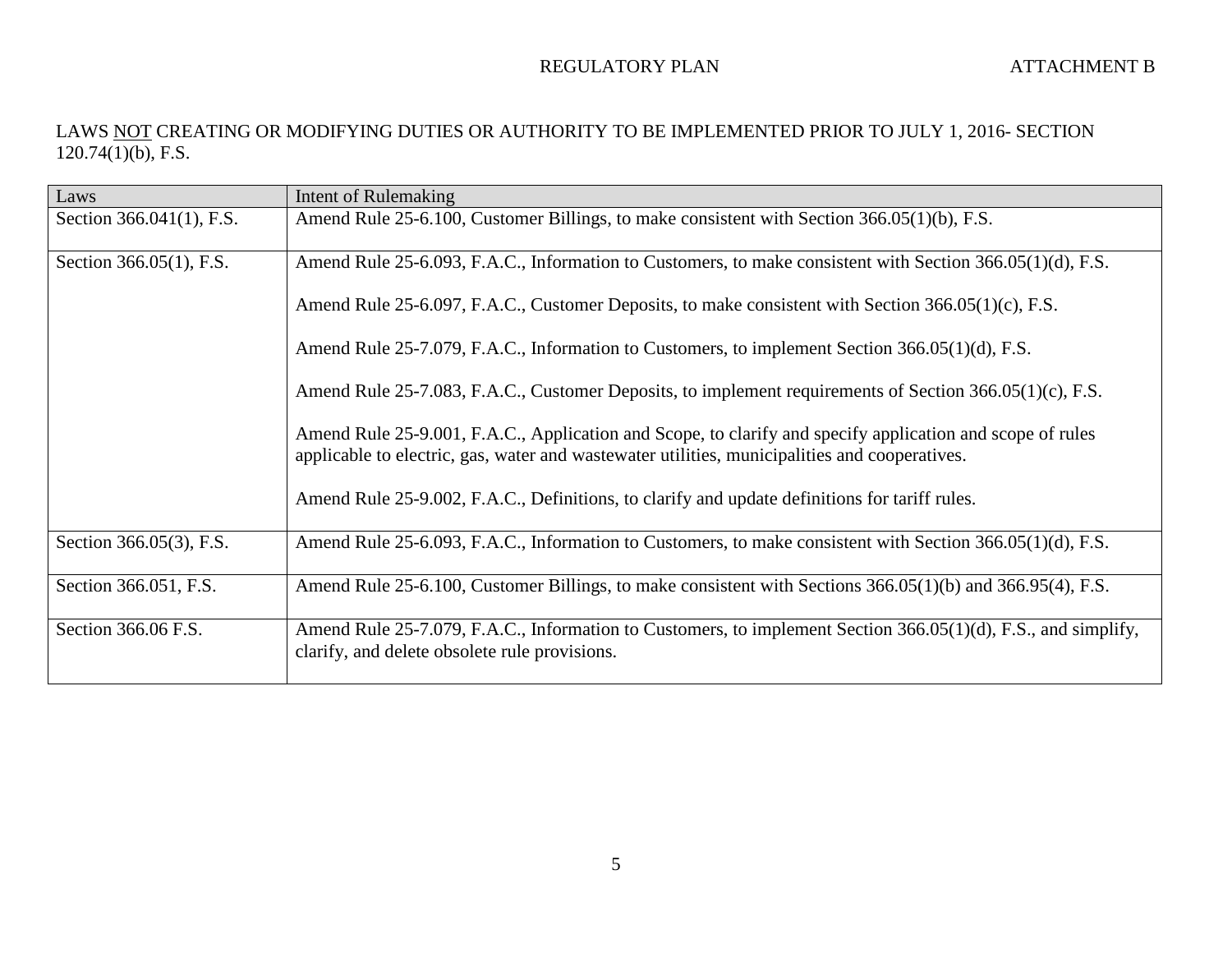LAWS NOT CREATING OR MODIFYING DUTIES OR AUTHORITY TO BE IMPLEMENTED PRIOR TO JULY 1, 2016- SECTION 120.74(1)(b), F.S.

| Laws | Intent of Rulemaking |
|---|---|
| Section 366.041(1), F.S. | Amend Rule 25-6.100, Customer Billings, to make consistent with Section 366.05(1)(b), F.S. |
| Section 366.05(1), F.S. | Amend Rule 25-6.093, F.A.C., Information to Customers, to make consistent with Section 366.05(1)(d), F.S.<br><br>Amend Rule 25-6.097, F.A.C., Customer Deposits, to make consistent with Section 366.05(1)(c), F.S.<br><br>Amend Rule 25-7.079, F.A.C., Information to Customers, to implement Section 366.05(1)(d), F.S.<br><br>Amend Rule 25-7.083, F.A.C., Customer Deposits, to implement requirements of Section 366.05(1)(c), F.S.<br><br>Amend Rule 25-9.001, F.A.C., Application and Scope, to clarify and specify application and scope of rules applicable to electric, gas, water and wastewater utilities, municipalities and cooperatives.<br><br>Amend Rule 25-9.002, F.A.C., Definitions, to clarify and update definitions for tariff rules. |
| Section 366.05(3), F.S. | Amend Rule 25-6.093, F.A.C., Information to Customers, to make consistent with Section 366.05(1)(d), F.S. |
| Section 366.051, F.S. | Amend Rule 25-6.100, Customer Billings, to make consistent with Sections 366.05(1)(b) and 366.95(4), F.S. |
| Section 366.06 F.S. | Amend Rule 25-7.079, F.A.C., Information to Customers, to implement Section 366.05(1)(d), F.S., and simplify, clarify, and delete obsolete rule provisions. |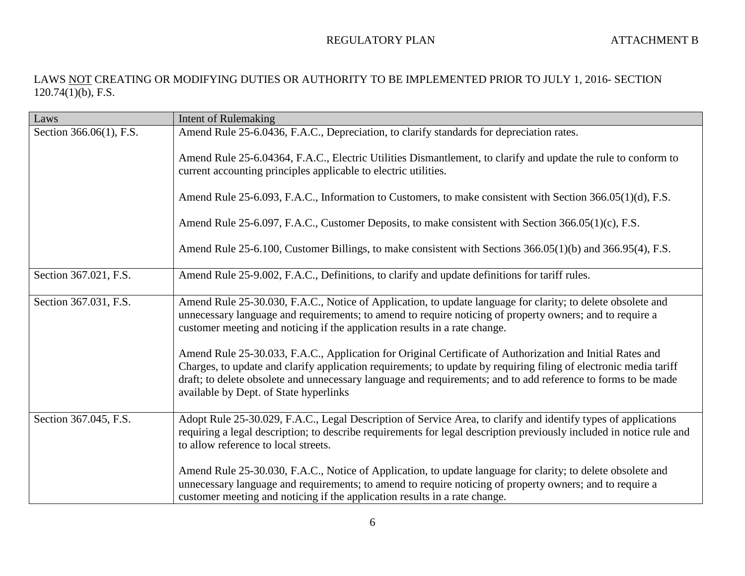REGULATORY PLAN ATTACHMENT B

LAWS <u>NOT</u> CREATING OR MODIFYING DUTIES OR AUTHORITY TO BE IMPLEMENTED PRIOR TO JULY 1, 2016- SECTION 120.74(1)(b), F.S.

| Laws | Intent of Rulemaking |
|---|---|
| Section 366.06(1), F.S. | Amend Rule 25-6.0436, F.A.C., Depreciation, to clarify standards for depreciation rates.<br><br>Amend Rule 25-6.04364, F.A.C., Electric Utilities Dismantlement, to clarify and update the rule to conform to current accounting principles applicable to electric utilities.<br><br>Amend Rule 25-6.093, F.A.C., Information to Customers, to make consistent with Section 366.05(1)(d), F.S.<br><br>Amend Rule 25-6.097, F.A.C., Customer Deposits, to make consistent with Section 366.05(1)(c), F.S.<br><br>Amend Rule 25-6.100, Customer Billings, to make consistent with Sections 366.05(1)(b) and 366.95(4), F.S. |
| Section 367.021, F.S. | Amend Rule 25-9.002, F.A.C., Definitions, to clarify and update definitions for tariff rules. |
| Section 367.031, F.S. | Amend Rule 25-30.030, F.A.C., Notice of Application, to update language for clarity; to delete obsolete and unnecessary language and requirements; to amend to require noticing of property owners; and to require a customer meeting and noticing if the application results in a rate change.<br><br>Amend Rule 25-30.033, F.A.C., Application for Original Certificate of Authorization and Initial Rates and Charges, to update and clarify application requirements; to update by requiring filing of electronic media tariff draft; to delete obsolete and unnecessary language and requirements; and to add reference to forms to be made available by Dept. of State hyperlinks |
| Section 367.045, F.S. | Adopt Rule 25-30.029, F.A.C., Legal Description of Service Area, to clarify and identify types of applications requiring a legal description; to describe requirements for legal description previously included in notice rule and to allow reference to local streets.<br><br>Amend Rule 25-30.030, F.A.C., Notice of Application, to update language for clarity; to delete obsolete and unnecessary language and requirements; to amend to require noticing of property owners; and to require a customer meeting and noticing if the application results in a rate change. |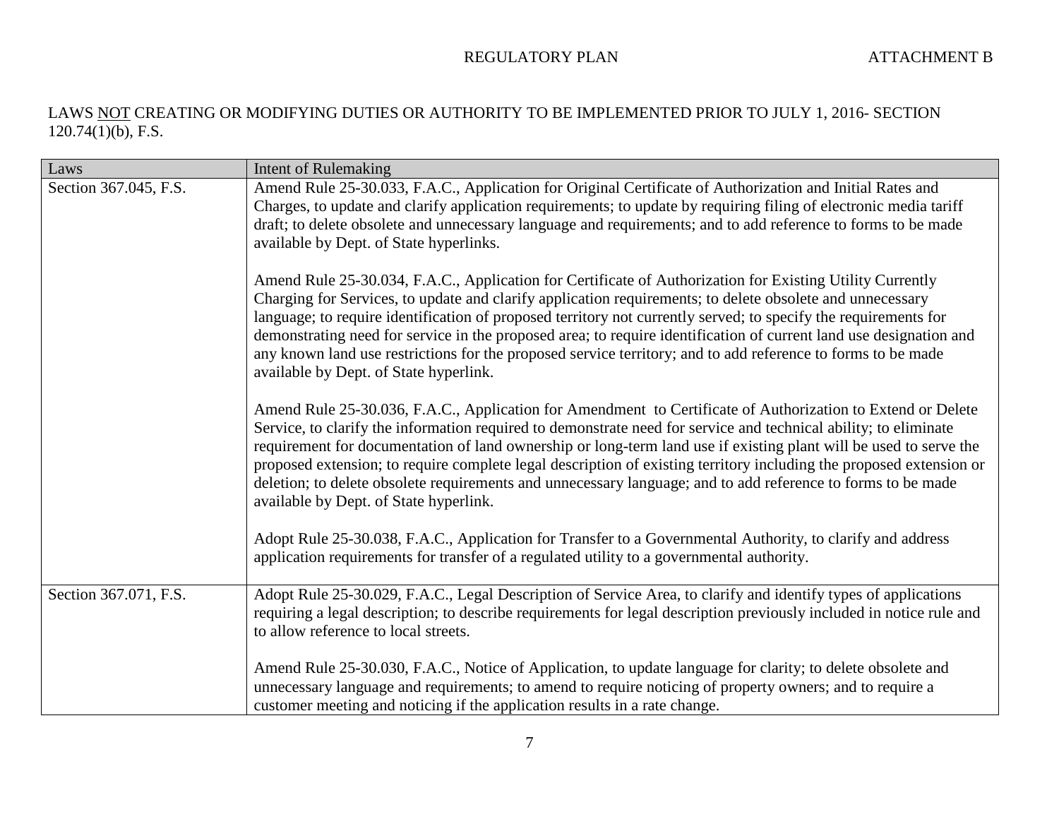LAWS <u>NOT</u> CREATING OR MODIFYING DUTIES OR AUTHORITY TO BE IMPLEMENTED PRIOR TO JULY 1, 2016- SECTION 120.74(1)(b), F.S.

| Laws | Intent of Rulemaking |
|---|---|
| Section 367.045, F.S. | Amend Rule 25-30.033, F.A.C., Application for Original Certificate of Authorization and Initial Rates and Charges, to update and clarify application requirements; to update by requiring filing of electronic media tariff draft; to delete obsolete and unnecessary language and requirements; and to add reference to forms to be made available by Dept. of State hyperlinks.<br><br>Amend Rule 25-30.034, F.A.C., Application for Certificate of Authorization for Existing Utility Currently Charging for Services, to update and clarify application requirements; to delete obsolete and unnecessary language; to require identification of proposed territory not currently served; to specify the requirements for demonstrating need for service in the proposed area; to require identification of current land use designation and any known land use restrictions for the proposed service territory; and to add reference to forms to be made available by Dept. of State hyperlink.<br><br>Amend Rule 25-30.036, F.A.C., Application for Amendment to Certificate of Authorization to Extend or Delete Service, to clarify the information required to demonstrate need for service and technical ability; to eliminate requirement for documentation of land ownership or long-term land use if existing plant will be used to serve the proposed extension; to require complete legal description of existing territory including the proposed extension or deletion; to delete obsolete requirements and unnecessary language; and to add reference to forms to be made available by Dept. of State hyperlink.<br><br>Adopt Rule 25-30.038, F.A.C., Application for Transfer to a Governmental Authority, to clarify and address application requirements for transfer of a regulated utility to a governmental authority. |
| Section 367.071, F.S. | Adopt Rule 25-30.029, F.A.C., Legal Description of Service Area, to clarify and identify types of applications requiring a legal description; to describe requirements for legal description previously included in notice rule and to allow reference to local streets.<br><br>Amend Rule 25-30.030, F.A.C., Notice of Application, to update language for clarity; to delete obsolete and unnecessary language and requirements; to amend to require noticing of property owners; and to require a customer meeting and noticing if the application results in a rate change. |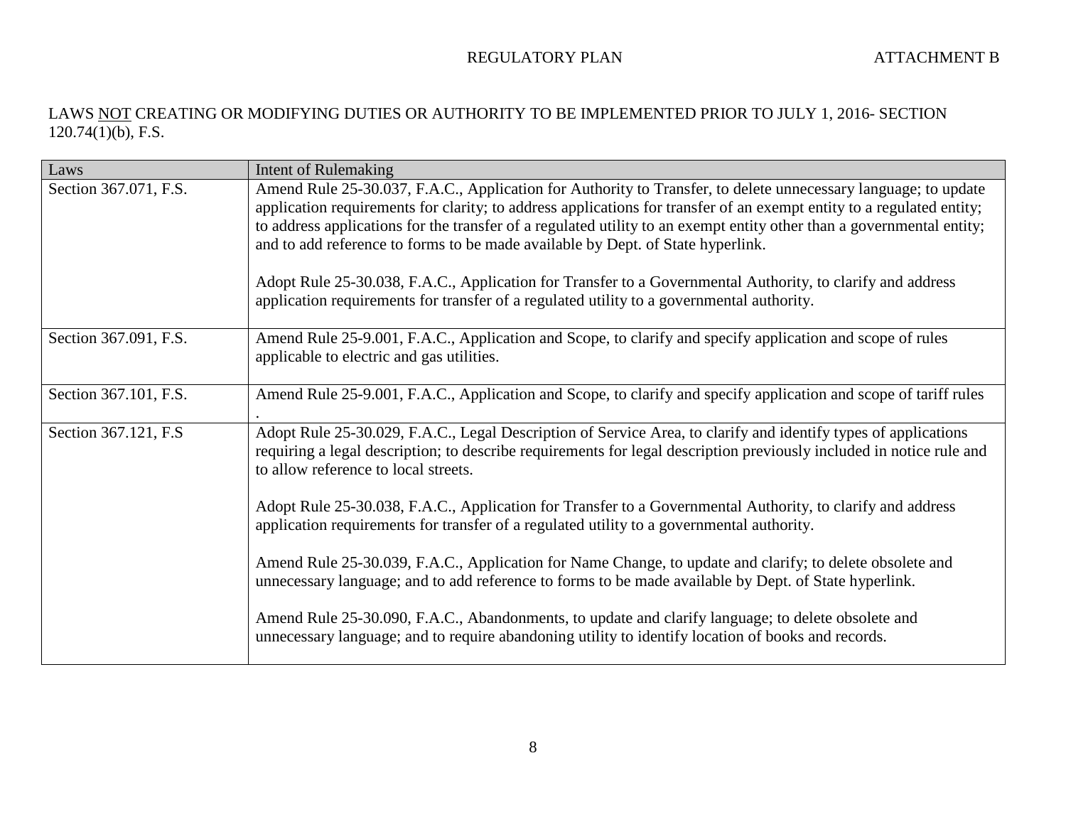LAWS <u>NOT</u> CREATING OR MODIFYING DUTIES OR AUTHORITY TO BE IMPLEMENTED PRIOR TO JULY 1, 2016- SECTION 120.74(1)(b), F.S.

| Laws | Intent of Rulemaking |
|---|---|
| Section 367.071, F.S. | Amend Rule 25-30.037, F.A.C., Application for Authority to Transfer, to delete unnecessary language; to update application requirements for clarity; to address applications for transfer of an exempt entity to a regulated entity; to address applications for the transfer of a regulated utility to an exempt entity other than a governmental entity; and to add reference to forms to be made available by Dept. of State hyperlink.<br><br>Adopt Rule 25-30.038, F.A.C., Application for Transfer to a Governmental Authority, to clarify and address application requirements for transfer of a regulated utility to a governmental authority. |
| Section 367.091, F.S. | Amend Rule 25-9.001, F.A.C., Application and Scope, to clarify and specify application and scope of rules applicable to electric and gas utilities. |
| Section 367.101, F.S. | Amend Rule 25-9.001, F.A.C., Application and Scope, to clarify and specify application and scope of tariff rules . |
| Section 367.121, F.S | Adopt Rule 25-30.029, F.A.C., Legal Description of Service Area, to clarify and identify types of applications requiring a legal description; to describe requirements for legal description previously included in notice rule and to allow reference to local streets.<br><br>Adopt Rule 25-30.038, F.A.C., Application for Transfer to a Governmental Authority, to clarify and address application requirements for transfer of a regulated utility to a governmental authority.<br><br>Amend Rule 25-30.039, F.A.C., Application for Name Change, to update and clarify; to delete obsolete and unnecessary language; and to add reference to forms to be made available by Dept. of State hyperlink.<br><br>Amend Rule 25-30.090, F.A.C., Abandonments, to update and clarify language; to delete obsolete and unnecessary language; and to require abandoning utility to identify location of books and records. |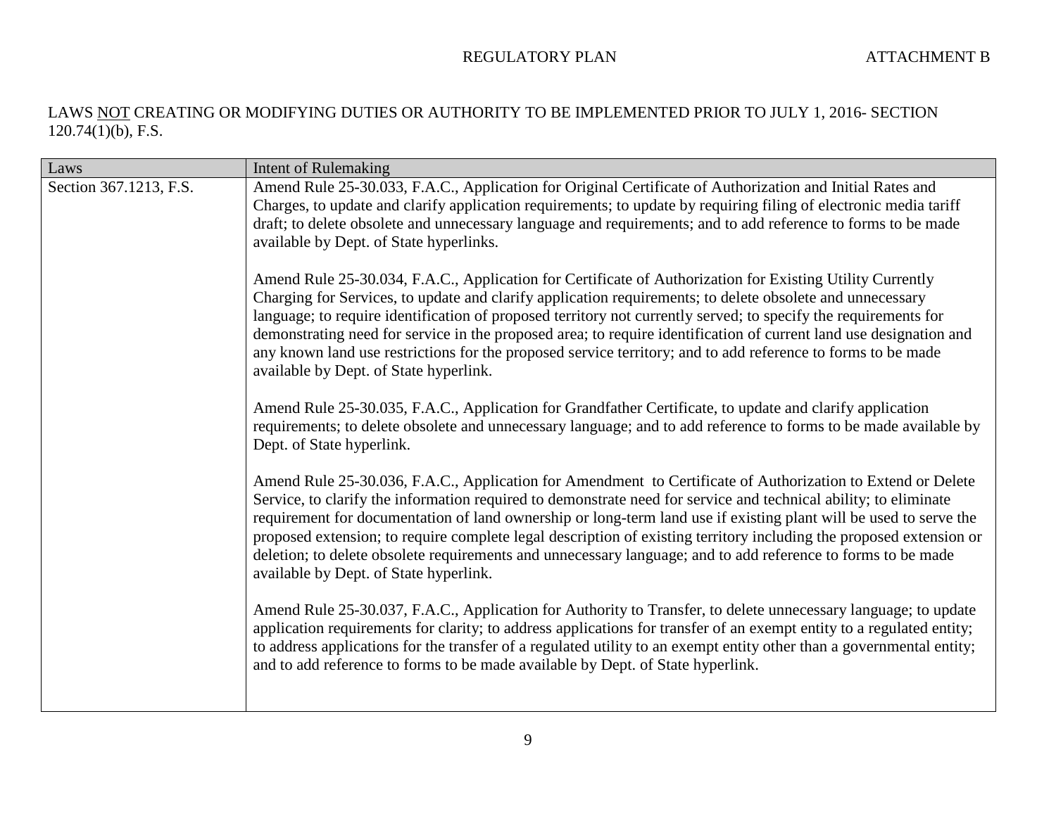LAWS <u>NOT</u> CREATING OR MODIFYING DUTIES OR AUTHORITY TO BE IMPLEMENTED PRIOR TO JULY 1, 2016- SECTION 120.74(1)(b), F.S.

| Laws | Intent of Rulemaking |
|---|---|
| Section 367.1213, F.S. | Amend Rule 25-30.033, F.A.C., Application for Original Certificate of Authorization and Initial Rates and Charges, to update and clarify application requirements; to update by requiring filing of electronic media tariff draft; to delete obsolete and unnecessary language and requirements; and to add reference to forms to be made available by Dept. of State hyperlinks.<br><br>Amend Rule 25-30.034, F.A.C., Application for Certificate of Authorization for Existing Utility Currently Charging for Services, to update and clarify application requirements; to delete obsolete and unnecessary language; to require identification of proposed territory not currently served; to specify the requirements for demonstrating need for service in the proposed area; to require identification of current land use designation and any known land use restrictions for the proposed service territory; and to add reference to forms to be made available by Dept. of State hyperlink.<br><br>Amend Rule 25-30.035, F.A.C., Application for Grandfather Certificate, to update and clarify application requirements; to delete obsolete and unnecessary language; and to add reference to forms to be made available by Dept. of State hyperlink.<br><br>Amend Rule 25-30.036, F.A.C., Application for Amendment to Certificate of Authorization to Extend or Delete Service, to clarify the information required to demonstrate need for service and technical ability; to eliminate requirement for documentation of land ownership or long-term land use if existing plant will be used to serve the proposed extension; to require complete legal description of existing territory including the proposed extension or deletion; to delete obsolete requirements and unnecessary language; and to add reference to forms to be made available by Dept. of State hyperlink.<br><br>Amend Rule 25-30.037, F.A.C., Application for Authority to Transfer, to delete unnecessary language; to update application requirements for clarity; to address applications for transfer of an exempt entity to a regulated entity; to address applications for the transfer of a regulated utility to an exempt entity other than a governmental entity; and to add reference to forms to be made available by Dept. of State hyperlink. |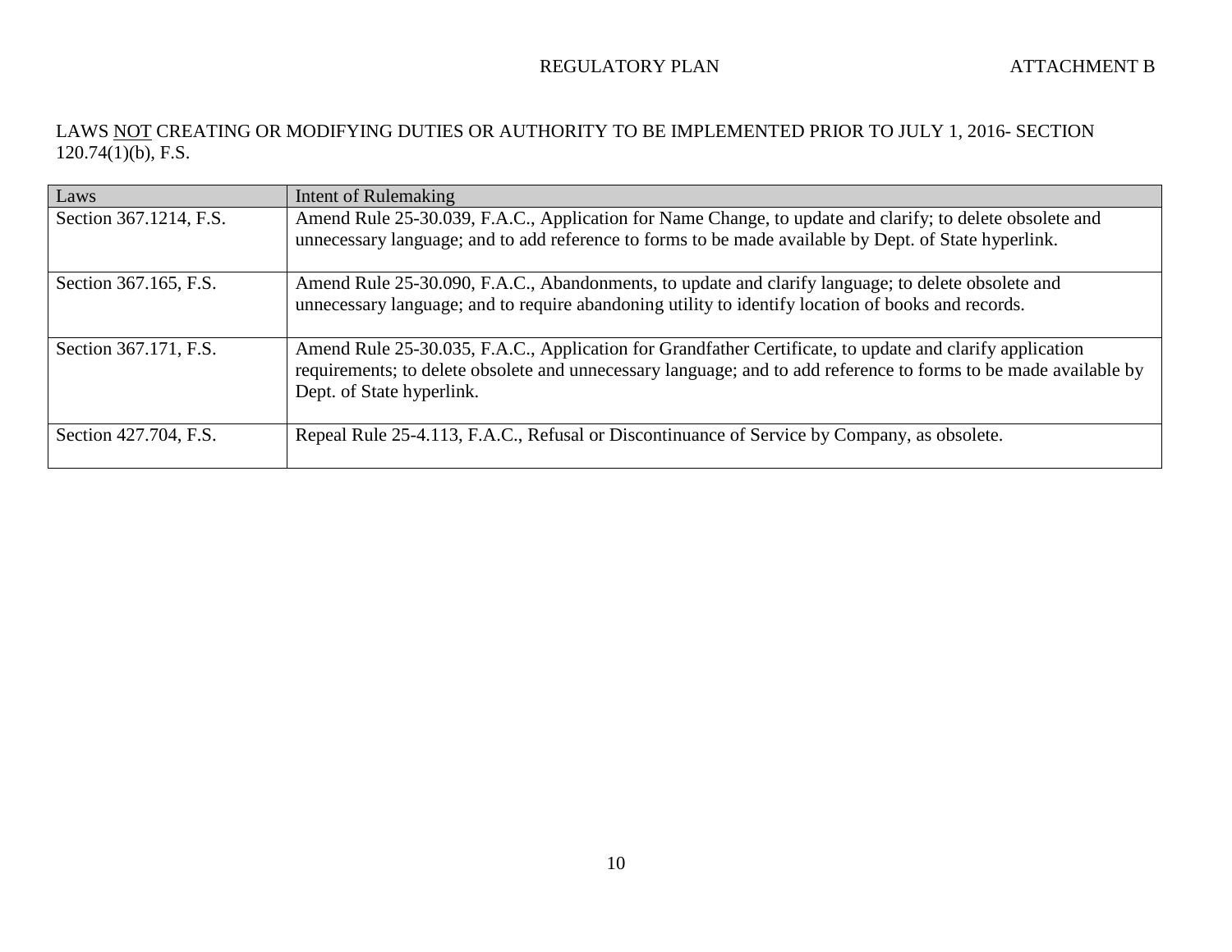LAWS NOT CREATING OR MODIFYING DUTIES OR AUTHORITY TO BE IMPLEMENTED PRIOR TO JULY 1, 2016- SECTION 120.74(1)(b), F.S.

| Laws | Intent of Rulemaking |
|---|---|
| Section 367.1214, F.S. | Amend Rule 25-30.039, F.A.C., Application for Name Change, to update and clarify; to delete obsolete and unnecessary language; and to add reference to forms to be made available by Dept. of State hyperlink. |
| Section 367.165, F.S. | Amend Rule 25-30.090, F.A.C., Abandonments, to update and clarify language; to delete obsolete and unnecessary language; and to require abandoning utility to identify location of books and records. |
| Section 367.171, F.S. | Amend Rule 25-30.035, F.A.C., Application for Grandfather Certificate, to update and clarify application requirements; to delete obsolete and unnecessary language; and to add reference to forms to be made available by Dept. of State hyperlink. |
| Section 427.704, F.S. | Repeal Rule 25-4.113, F.A.C., Refusal or Discontinuance of Service by Company, as obsolete. |